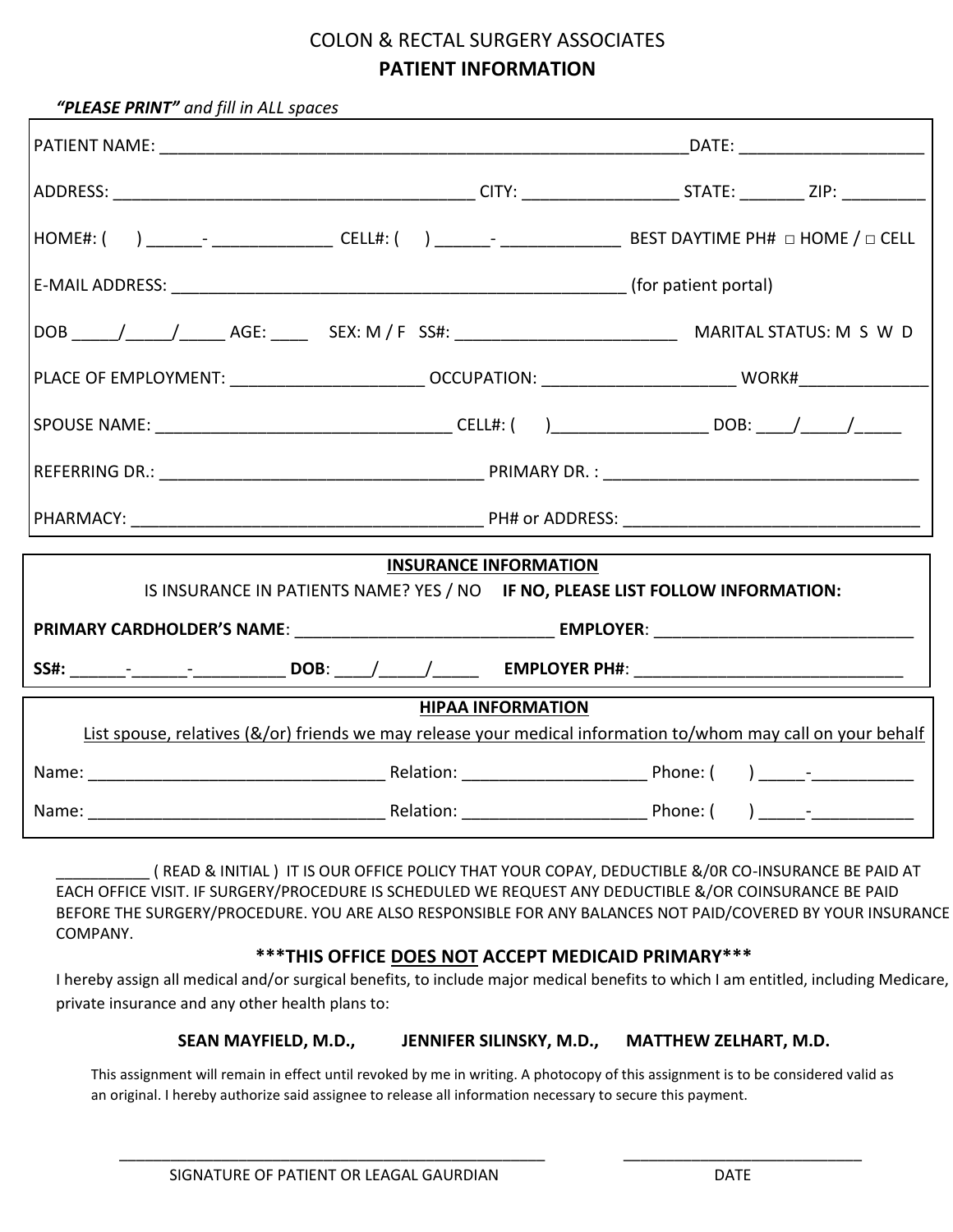COLON & RECTAL SURGERY ASSOCIATES

**PATIENT INFORMATION**

***"PLEASE PRINT"*** *and fill in ALL spaces*

PATIENT NAME: ____________________________________________________________DATE: ___________________

ADDRESS: _________________________________________ CITY: _________________ STATE: _______ ZIP: _________

HOME#: (      ) ______- _____________ CELL#: (      ) ______- _____________ BEST DAYTIME PH# □ HOME / □ CELL

E-MAIL ADDRESS: ___________________________________________________ (for patient portal)

DOB _____/_____/_____ AGE: ____ SEX: M / F SS#: ________________________ MARITAL STATUS: M S W D

PLACE OF EMPLOYMENT: ____________________ OCCUPATION: ____________________ WORK#______________

SPOUSE NAME: ________________________________ CELL#: (      )________________ DOB: ____/_____/_____

REFERRING DR.: ___________________________________ PRIMARY DR. : __________________________________

PHARMACY: _______________________________________ PH# or ADDRESS: ________________________________

**INSURANCE INFORMATION**

IS INSURANCE IN PATIENTS NAME? YES / NO **IF NO, PLEASE LIST FOLLOW INFORMATION:**

**PRIMARY CARDHOLDER'S NAME**: ____________________________ **EMPLOYER**: ____________________________

**SS#:** ______-______-__________ **DOB**: ____/_____/_____ **EMPLOYER PH#**: ______________________________

**HIPAA INFORMATION**

List spouse, relatives (&/or) friends we may release your medical information to/whom may call on your behalf

Name: ________________________________ Relation: ____________________ Phone: (      ) _____-___________

Name: ________________________________ Relation: ____________________ Phone: (      ) _____-___________

__________ ( READ & INITIAL ) IT IS OUR OFFICE POLICY THAT YOUR COPAY, DEDUCTIBLE &/0R CO-INSURANCE BE PAID AT EACH OFFICE VISIT. IF SURGERY/PROCEDURE IS SCHEDULED WE REQUEST ANY DEDUCTIBLE &/OR COINSURANCE BE PAID BEFORE THE SURGERY/PROCEDURE. YOU ARE ALSO RESPONSIBLE FOR ANY BALANCES NOT PAID/COVERED BY YOUR INSURANCE COMPANY.

**\*\*\*THIS OFFICE DOES NOT ACCEPT MEDICAID PRIMARY\*\*\***

I hereby assign all medical and/or surgical benefits, to include major medical benefits to which I am entitled, including Medicare, private insurance and any other health plans to:

**SEAN MAYFIELD, M.D., JENNIFER SILINSKY, M.D., MATTHEW ZELHART, M.D.**

This assignment will remain in effect until revoked by me in writing. A photocopy of this assignment is to be considered valid as an original. I hereby authorize said assignee to release all information necessary to secure this payment.

_________________________________________________ ____________________________

SIGNATURE OF PATIENT OR LEAGAL GAURDIAN DATE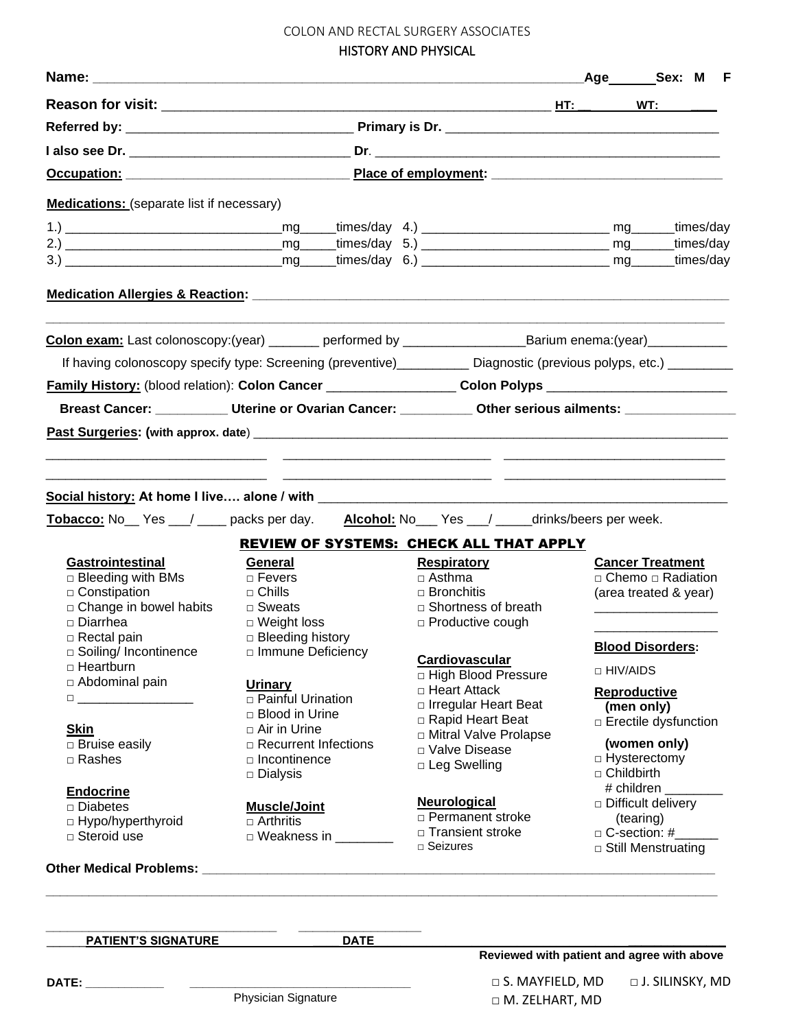COLON AND RECTAL SURGERY ASSOCIATES

HISTORY AND PHYSICAL

**Name:** ____________________________________________________________________**Age**______**Sex: M F**

**Reason for visit:** ___________________________________________________ **HT:** __ **WT:** ___

**Referred by:** ______________________________ **Primary is Dr.** ____________________________________

**I also see Dr.** ______________________________ **Dr**. _______________________________________________

**Occupation:** ______________________________ **Place of employment:** _______________________________

**Medications:** (separate list if necessary)

1.) ______________________________mg_____times/day 4.) _________________________ mg______times/day
2.) ______________________________mg_____times/day 5.) _________________________ mg______times/day
3.) ______________________________mg_____times/day 6.) _________________________ mg______times/day

**Medication Allergies & Reaction:** _____________________________________________________________________

_________________________________________________________________________________________________

**Colon exam:** Last colonoscopy:(year) _______ performed by ________________Barium enema:(year)___________

If having colonoscopy specify type: Screening (preventive)__________ Diagnostic (previous polyps, etc.) _________

**Family History:** (blood relation): **Colon Cancer** _________________ **Colon Polyps** ________________________

**Breast Cancer:** __________ **Uterine or Ovarian Cancer:** __________ **Other serious ailments:** _______________

**Past Surgeries: (with approx. date**) _______________________________________________________________

_______________________________ ____________________________ _______________________________

_______________________________ ____________________________ _______________________________

**Social history: At home I live…. alone / with** _________________________________________________________

**Tobacco:** No__ Yes ___/ ____ packs per day. **Alcohol:** No___ Yes ___/ _____drinks/beers per week.

**REVIEW OF SYSTEMS: CHECK ALL THAT APPLY**

**Gastrointestinal**
- □ Bleeding with BMs
- □ Constipation
- □ Change in bowel habits
- □ Diarrhea
- □ Rectal pain
- □ Soiling/ Incontinence
- □ Heartburn
- □ Abdominal pain
- □ ________________

**Skin**
- □ Bruise easily
- □ Rashes

**Endocrine**
- □ Diabetes
- □ Hypo/hyperthyroid
- □ Steroid use

**General**
- □ Fevers
- □ Chills
- □ Sweats
- □ Weight loss
- □ Bleeding history
- □ Immune Deficiency

**Urinary**
- □ Painful Urination
- □ Blood in Urine
- □ Air in Urine
- □ Recurrent Infections
- □ Incontinence
- □ Dialysis

**Muscle/Joint**
- □ Arthritis
- □ Weakness in ________

**Respiratory**
- □ Asthma
- □ Bronchitis
- □ Shortness of breath
- □ Productive cough

**Cardiovascular**
- □ High Blood Pressure
- □ Heart Attack
- □ Irregular Heart Beat
- □ Rapid Heart Beat
- □ Mitral Valve Prolapse
- □ Valve Disease
- □ Leg Swelling

**Neurological**
- □ Permanent stroke
- □ Transient stroke
- □ Seizures

**Cancer Treatment**
- □ Chemo □ Radiation

(area treated & year)
_________________
_________________

**Blood Disorders:**
- □ HIV/AIDS

**Reproductive**

**(men only)**
- □ Erectile dysfunction

**(women only)**
- □ Hysterectomy
- □ Childbirth
  - # children ________
- □ Difficult delivery (tearing)
- □ C-section: #______
- □ Still Menstruating

**Other Medical Problems:** _________________________________________________________________________

_________________________________________________________________________________________________

_______________________________ ________________

**PATIENT'S SIGNATURE** **DATE**

**Reviewed with patient and agree with above**

**DATE:** ___________ _________________________________

Physician Signature

□ S. MAYFIELD, MD □ J. SILINSKY, MD □ M. ZELHART, MD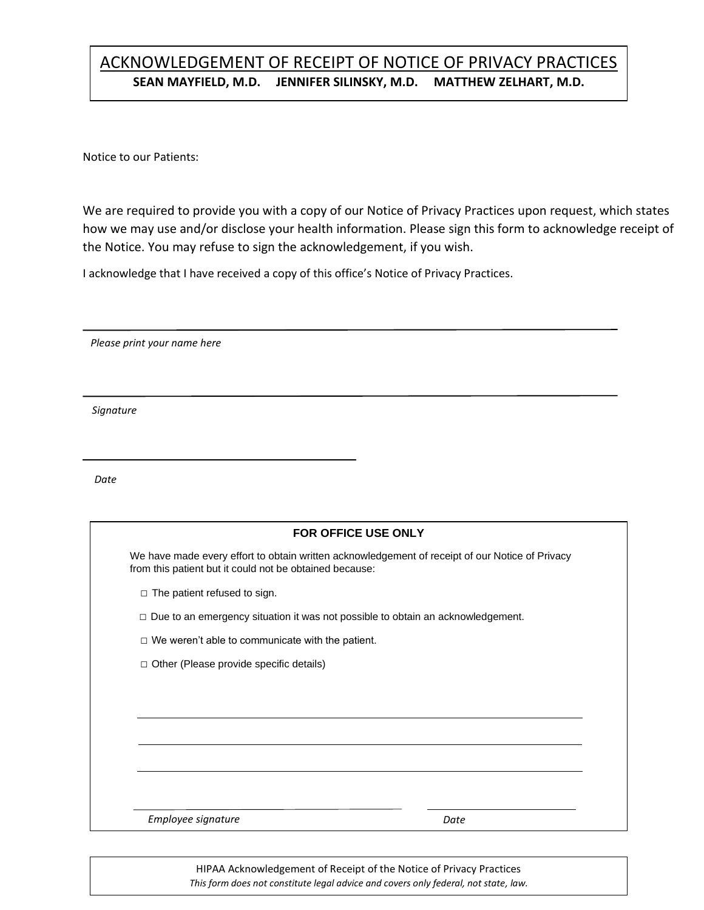# ACKNOWLEDGEMENT OF RECEIPT OF NOTICE OF PRIVACY PRACTICES

**SEAN MAYFIELD, M.D.     JENNIFER SILINSKY, M.D.     MATTHEW ZELHART, M.D.**

Notice to our Patients:

We are required to provide you with a copy of our Notice of Privacy Practices upon request, which states how we may use and/or disclose your health information. Please sign this form to acknowledge receipt of the Notice. You may refuse to sign the acknowledgement, if you wish.

I acknowledge that I have received a copy of this office's Notice of Privacy Practices.

______________________________________________

*Please print your name here*

______________________________________________

*Signature*

______________________________

*Date*

**FOR OFFICE USE ONLY**

We have made every effort to obtain written acknowledgement of receipt of our Notice of Privacy from this patient but it could not be obtained because:

- □ The patient refused to sign.
- □ Due to an emergency situation it was not possible to obtain an acknowledgement.
- □ We weren't able to communicate with the patient.
- □ Other (Please provide specific details)

______________________________________________

______________________________________________

______________________________________________

______________________________ ________________

*Employee signature* *Date*

HIPAA Acknowledgement of Receipt of the Notice of Privacy Practices

*This form does not constitute legal advice and covers only federal, not state, law.*